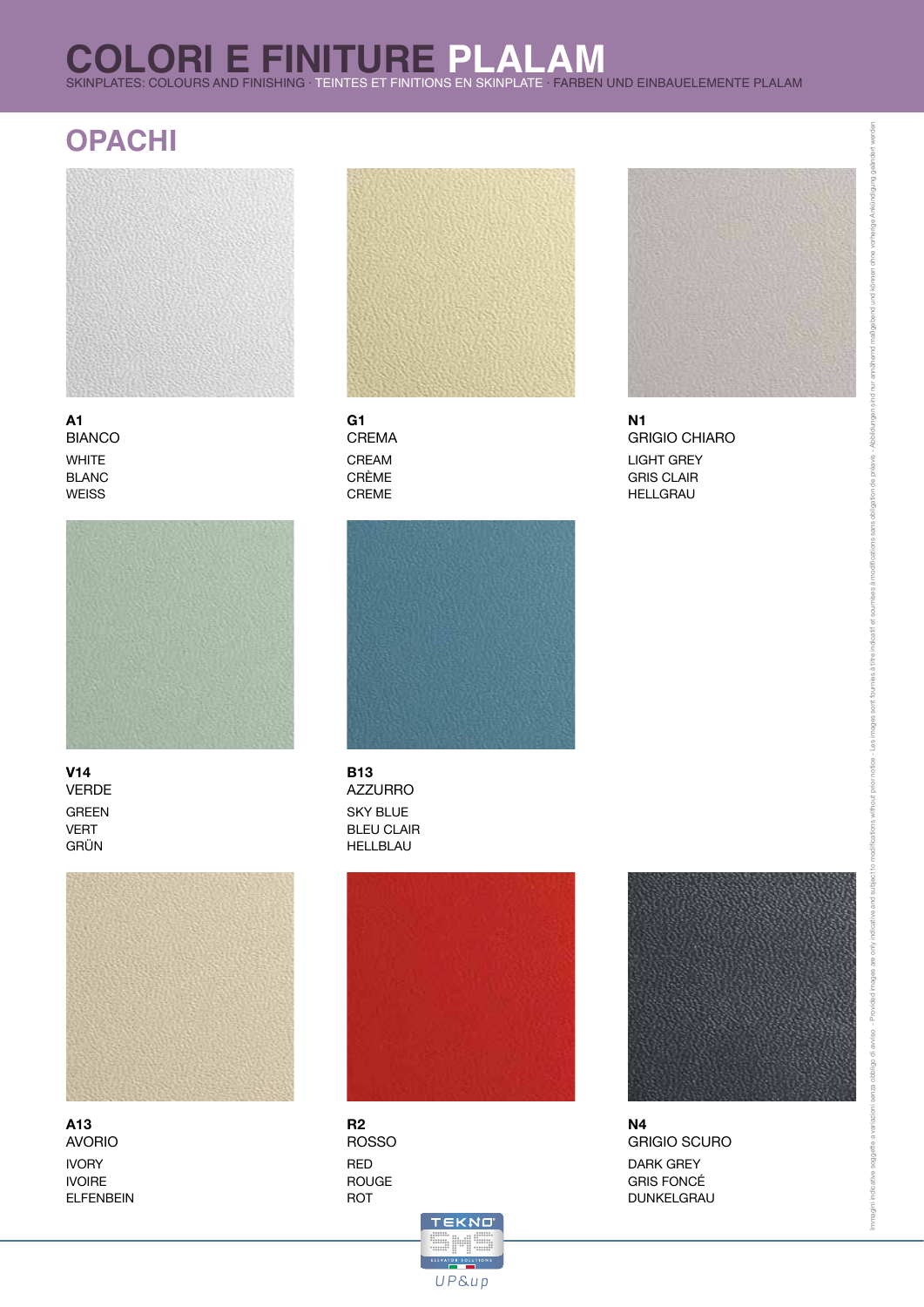# COLORI E FINITURE PLALAM

SKINPLATES: COLOURS AND FINISHING · TEINTES ET FINITIONS EN SKINPLATE · FARBEN UND EINBAUELEMENTE PLALAM

## OPACHI

**A1**
BIANCO
WHITE
BLANC
WEISS

**G1**
CREMA
CREAM
CRÈME
CREME

**N1**
GRIGIO CHIARO
LIGHT GREY
GRIS CLAIR
HELLGRAU

**V14**
VERDE
GREEN
VERT
GRÜN

**B13**
AZZURRO
SKY BLUE
BLEU CLAIR
HELLBLAU

**A13**
AVORIO
IVORY
IVOIRE
ELFENBEIN

**R2**
ROSSO
RED
ROUGE
ROT

**N4**
GRIGIO SCURO
DARK GREY
GRIS FONCÉ
DUNKELGRAU

Immagini indicative soggette a variazioni senza obbligo di avviso - Provided images are only indicative and subject to modifications without prior notice - Les images sont fournies à titre indicatif et soumises à modifications sans obligation de préavis - Abbildungen sind nur annähernd maßgebend und können ohne vorherige Ankündigung geändert werden

TEKNO SMS ELEVATOR SOLUTIONS
UP&up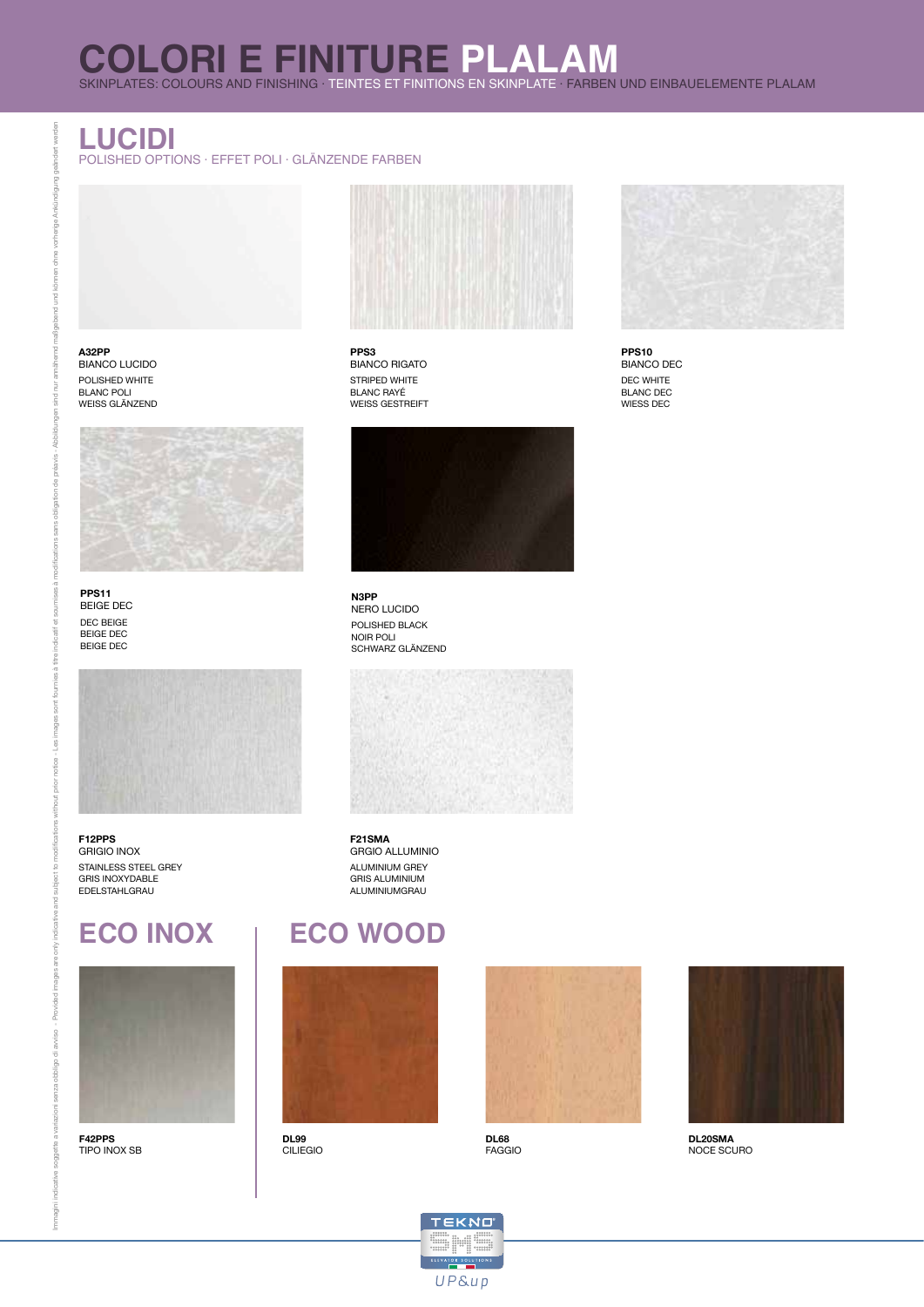# COLORI E FINITURE PLALAM

SKINPLATES: COLOURS AND FINISHING · TEINTES ET FINITIONS EN SKINPLATE · FARBEN UND EINBAUELEMENTE PLALAM

## LUCIDI

POLISHED OPTIONS · EFFET POLI · GLÄNZENDE FARBEN

**A32PP**
BIANCO LUCIDO
POLISHED WHITE
BLANC POLI
WEISS GLÄNZEND

**PPS3**
BIANCO RIGATO
STRIPED WHITE
BLANC RAYÉ
WEISS GESTREIFT

**PPS10**
BIANCO DEC
DEC WHITE
BLANC DEC
WIESS DEC

**PPS11**
BEIGE DEC
DEC BEIGE
BEIGE DEC
BEIGE DEC

**N3PP**
NERO LUCIDO
POLISHED BLACK
NOIR POLI
SCHWARZ GLÄNZEND

**F12PPS**
GRIGIO INOX
STAINLESS STEEL GREY
GRIS INOXYDABLE
EDELSTAHLGRAU

**F21SMA**
GRGIO ALLUMINIO
ALUMINIUM GREY
GRIS ALUMINIUM
ALUMINIUMGRAU

## ECO INOX

**F42PPS**
TIPO INOX SB

## ECO WOOD

**DL99**
CILIEGIO

**DL68**
FAGGIO

**DL20SMA**
NOCE SCURO

Immagini indicative soggette a variazioni senza obbligo di avviso · Provided images are only indicative and subject to modifications without prior notice · Les images sont fournies à titre indicatif et soumises à modifications sans obligation de préavis · Abbildungen sind nur annähernd maßgebend und können ohne vorherige Ankündigung geändert werden

TEKNO SMS ELEVATOR SOLUTIONS
UP&up